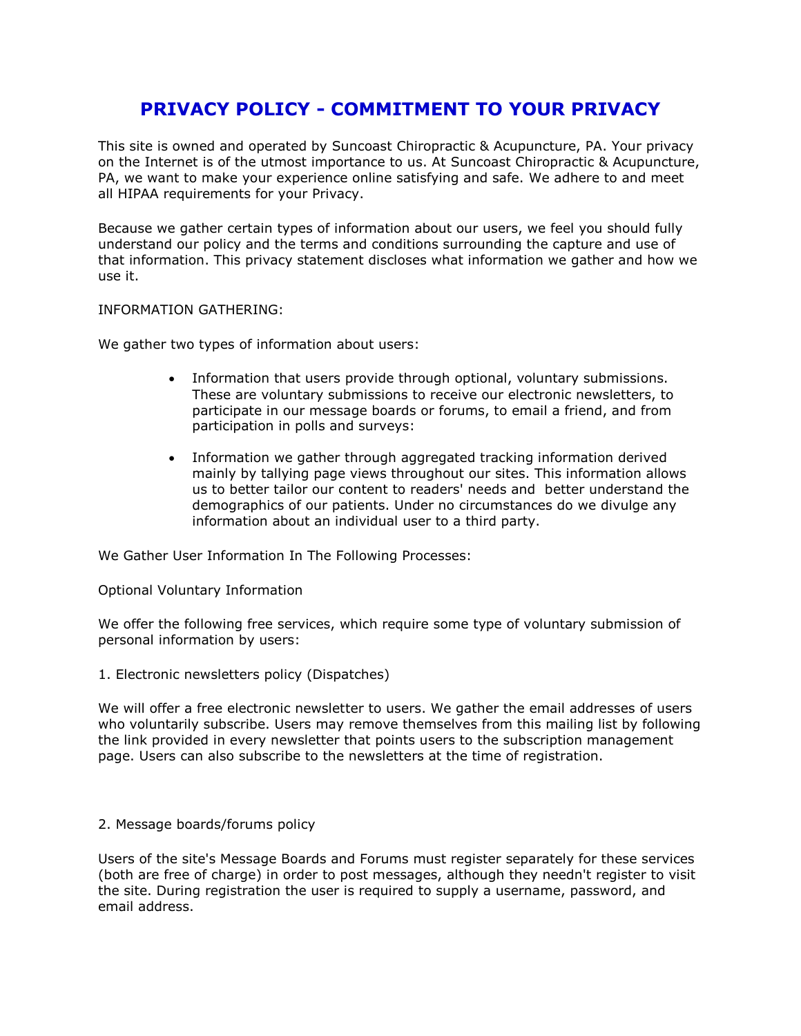# PRIVACY POLICY - COMMITMENT TO YOUR PRIVACY

This site is owned and operated by Suncoast Chiropractic & Acupuncture, PA. Your privacy on the Internet is of the utmost importance to us. At Suncoast Chiropractic & Acupuncture, PA, we want to make your experience online satisfying and safe. We adhere to and meet all HIPAA requirements for your Privacy.

Because we gather certain types of information about our users, we feel you should fully understand our policy and the terms and conditions surrounding the capture and use of that information. This privacy statement discloses what information we gather and how we use it.

INFORMATION GATHERING:

We gather two types of information about users:

- Information that users provide through optional, voluntary submissions. These are voluntary submissions to receive our electronic newsletters, to participate in our message boards or forums, to email a friend, and from participation in polls and surveys:
- Information we gather through aggregated tracking information derived mainly by tallying page views throughout our sites. This information allows us to better tailor our content to readers' needs and better understand the demographics of our patients. Under no circumstances do we divulge any information about an individual user to a third party.

We Gather User Information In The Following Processes:

Optional Voluntary Information

We offer the following free services, which require some type of voluntary submission of personal information by users:

1. Electronic newsletters policy (Dispatches)

We will offer a free electronic newsletter to users. We gather the email addresses of users who voluntarily subscribe. Users may remove themselves from this mailing list by following the link provided in every newsletter that points users to the subscription management page. Users can also subscribe to the newsletters at the time of registration.

2. Message boards/forums policy

Users of the site's Message Boards and Forums must register separately for these services (both are free of charge) in order to post messages, although they needn't register to visit the site. During registration the user is required to supply a username, password, and email address.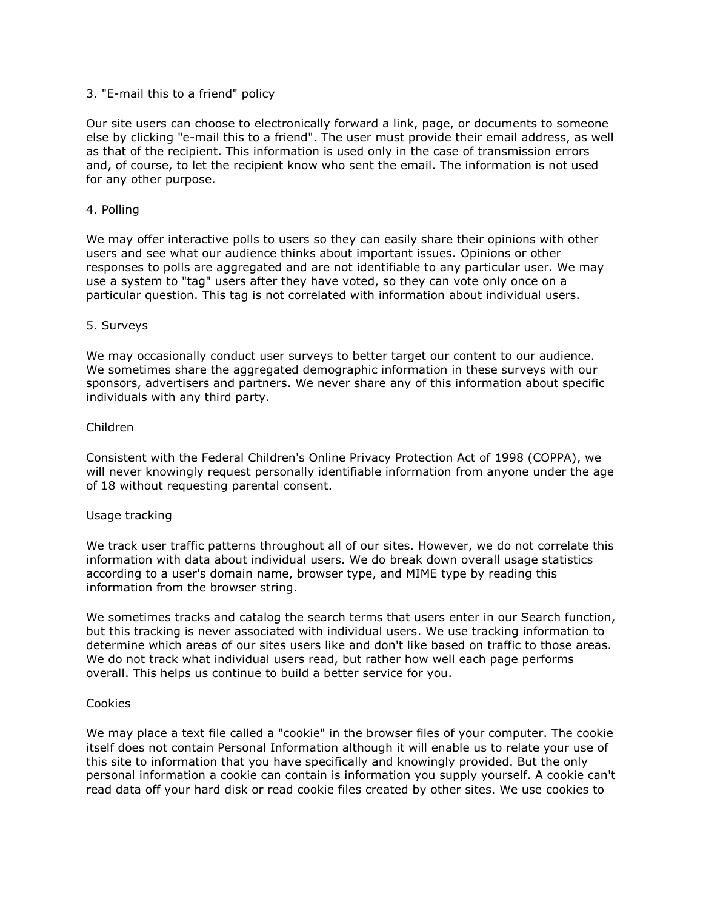3. "E-mail this to a friend" policy

Our site users can choose to electronically forward a link, page, or documents to someone else by clicking "e-mail this to a friend". The user must provide their email address, as well as that of the recipient. This information is used only in the case of transmission errors and, of course, to let the recipient know who sent the email. The information is not used for any other purpose.

4. Polling

We may offer interactive polls to users so they can easily share their opinions with other users and see what our audience thinks about important issues. Opinions or other responses to polls are aggregated and are not identifiable to any particular user. We may use a system to "tag" users after they have voted, so they can vote only once on a particular question. This tag is not correlated with information about individual users.

5. Surveys

We may occasionally conduct user surveys to better target our content to our audience. We sometimes share the aggregated demographic information in these surveys with our sponsors, advertisers and partners. We never share any of this information about specific individuals with any third party.

Children

Consistent with the Federal Children's Online Privacy Protection Act of 1998 (COPPA), we will never knowingly request personally identifiable information from anyone under the age of 18 without requesting parental consent.

Usage tracking

We track user traffic patterns throughout all of our sites. However, we do not correlate this information with data about individual users. We do break down overall usage statistics according to a user's domain name, browser type, and MIME type by reading this information from the browser string.

We sometimes tracks and catalog the search terms that users enter in our Search function, but this tracking is never associated with individual users. We use tracking information to determine which areas of our sites users like and don't like based on traffic to those areas. We do not track what individual users read, but rather how well each page performs overall. This helps us continue to build a better service for you.

Cookies

We may place a text file called a "cookie" in the browser files of your computer. The cookie itself does not contain Personal Information although it will enable us to relate your use of this site to information that you have specifically and knowingly provided. But the only personal information a cookie can contain is information you supply yourself. A cookie can't read data off your hard disk or read cookie files created by other sites. We use cookies to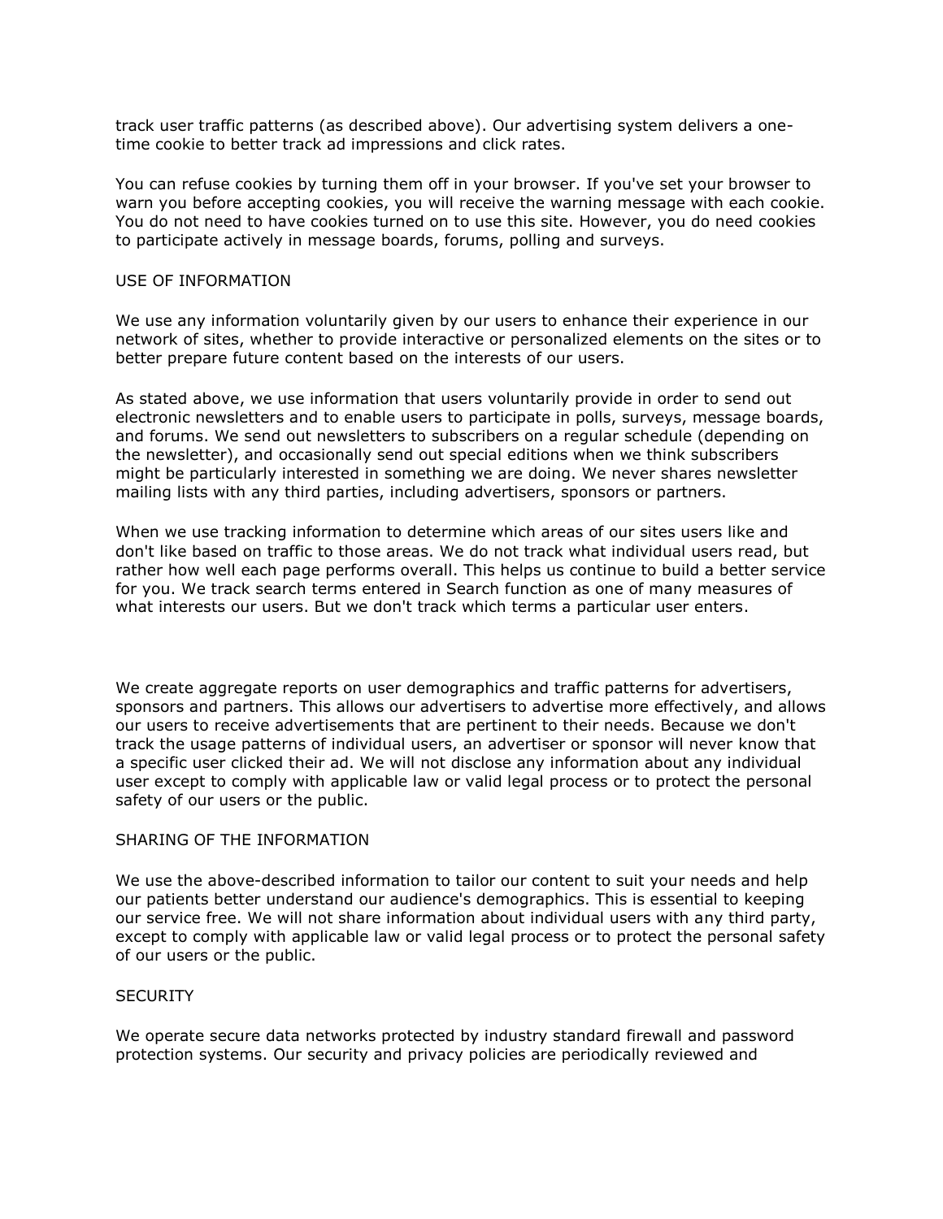track user traffic patterns (as described above). Our advertising system delivers a one-time cookie to better track ad impressions and click rates.

You can refuse cookies by turning them off in your browser. If you've set your browser to warn you before accepting cookies, you will receive the warning message with each cookie. You do not need to have cookies turned on to use this site. However, you do need cookies to participate actively in message boards, forums, polling and surveys.

## USE OF INFORMATION

We use any information voluntarily given by our users to enhance their experience in our network of sites, whether to provide interactive or personalized elements on the sites or to better prepare future content based on the interests of our users.

As stated above, we use information that users voluntarily provide in order to send out electronic newsletters and to enable users to participate in polls, surveys, message boards, and forums. We send out newsletters to subscribers on a regular schedule (depending on the newsletter), and occasionally send out special editions when we think subscribers might be particularly interested in something we are doing. We never shares newsletter mailing lists with any third parties, including advertisers, sponsors or partners.

When we use tracking information to determine which areas of our sites users like and don't like based on traffic to those areas. We do not track what individual users read, but rather how well each page performs overall. This helps us continue to build a better service for you. We track search terms entered in Search function as one of many measures of what interests our users. But we don't track which terms a particular user enters.

We create aggregate reports on user demographics and traffic patterns for advertisers, sponsors and partners. This allows our advertisers to advertise more effectively, and allows our users to receive advertisements that are pertinent to their needs. Because we don't track the usage patterns of individual users, an advertiser or sponsor will never know that a specific user clicked their ad. We will not disclose any information about any individual user except to comply with applicable law or valid legal process or to protect the personal safety of our users or the public.

## SHARING OF THE INFORMATION

We use the above-described information to tailor our content to suit your needs and help our patients better understand our audience's demographics. This is essential to keeping our service free. We will not share information about individual users with any third party, except to comply with applicable law or valid legal process or to protect the personal safety of our users or the public.

## SECURITY

We operate secure data networks protected by industry standard firewall and password protection systems. Our security and privacy policies are periodically reviewed and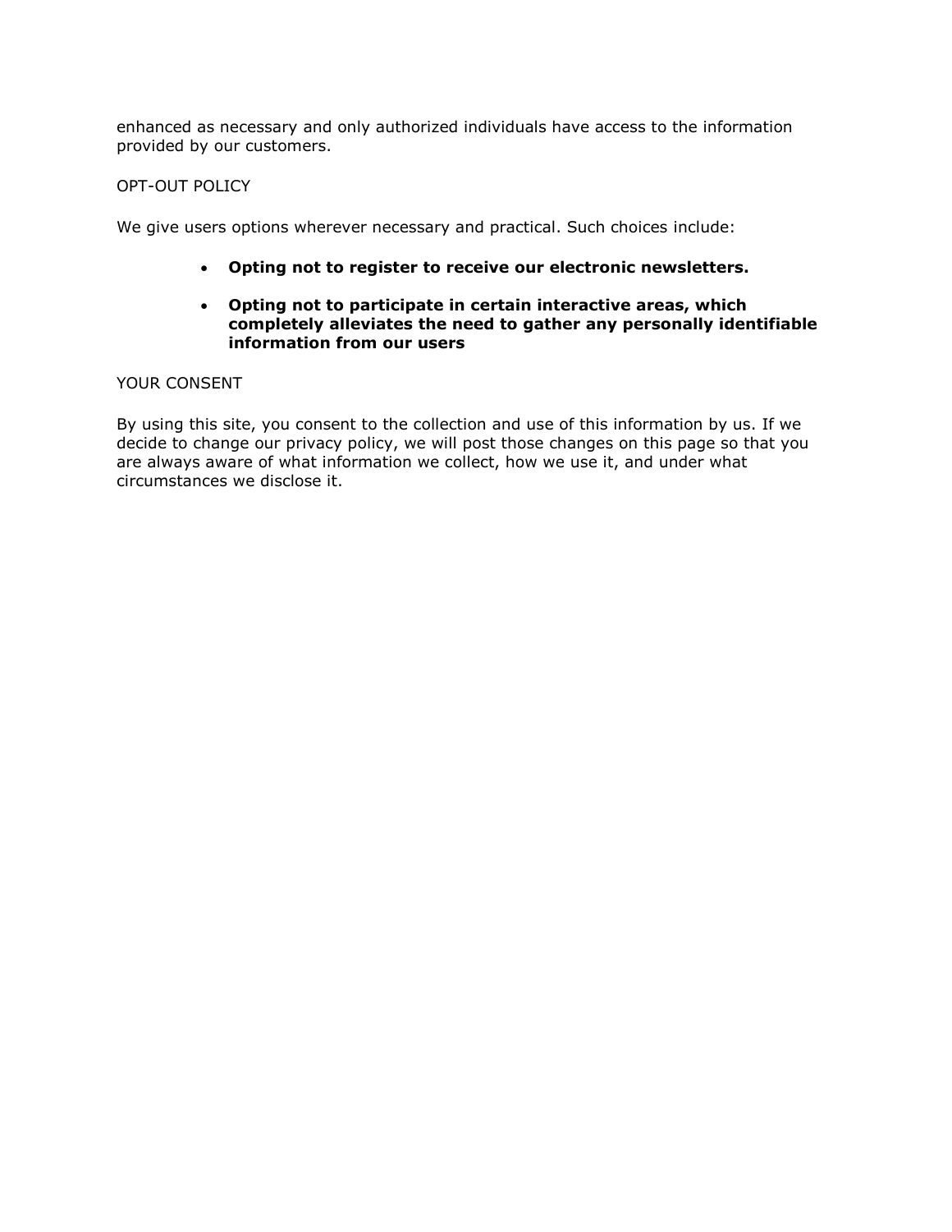enhanced as necessary and only authorized individuals have access to the information provided by our customers.

## OPT-OUT POLICY

We give users options wherever necessary and practical. Such choices include:

- **Opting not to register to receive our electronic newsletters.**
- **Opting not to participate in certain interactive areas, which completely alleviates the need to gather any personally identifiable information from our users**

## YOUR CONSENT

By using this site, you consent to the collection and use of this information by us. If we decide to change our privacy policy, we will post those changes on this page so that you are always aware of what information we collect, how we use it, and under what circumstances we disclose it.